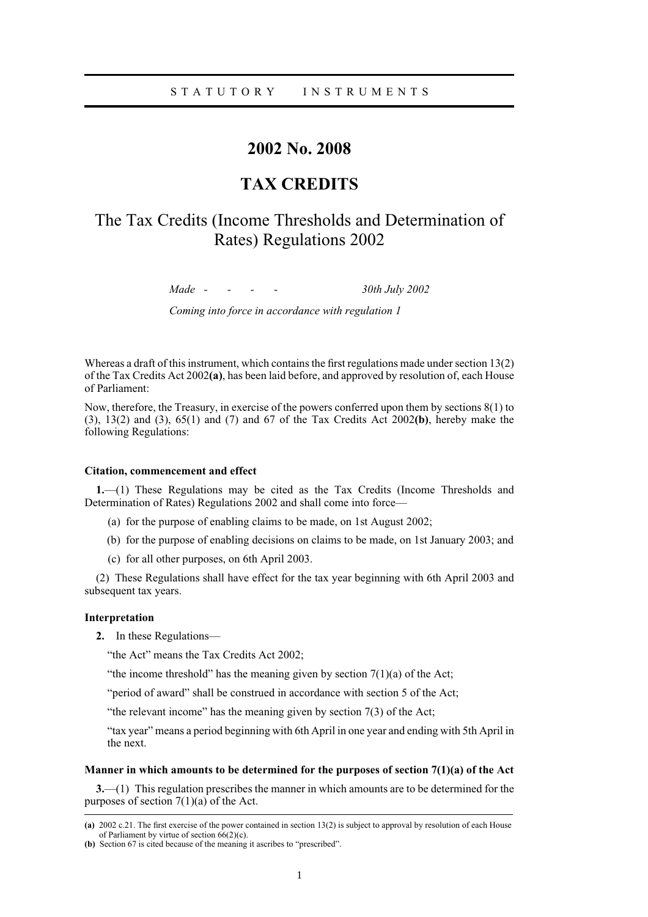STATUTORY INSTRUMENTS

# 2002 No. 2008

# TAX CREDITS

## The Tax Credits (Income Thresholds and Determination of Rates) Regulations 2002

*Made - - - - 30th July 2002*

*Coming into force in accordance with regulation 1*

Whereas a draft of this instrument, which contains the first regulations made under section 13(2) of the Tax Credits Act 2002**(a)**, has been laid before, and approved by resolution of, each House of Parliament:

Now, therefore, the Treasury, in exercise of the powers conferred upon them by sections 8(1) to (3), 13(2) and (3), 65(1) and (7) and 67 of the Tax Credits Act 2002**(b)**, hereby make the following Regulations:

**Citation, commencement and effect**

**1.**—(1) These Regulations may be cited as the Tax Credits (Income Thresholds and Determination of Rates) Regulations 2002 and shall come into force—

(a) for the purpose of enabling claims to be made, on 1st August 2002;

(b) for the purpose of enabling decisions on claims to be made, on 1st January 2003; and

(c) for all other purposes, on 6th April 2003.

(2) These Regulations shall have effect for the tax year beginning with 6th April 2003 and subsequent tax years.

**Interpretation**

**2.** In these Regulations—

"the Act" means the Tax Credits Act 2002;

"the income threshold" has the meaning given by section 7(1)(a) of the Act;

"period of award" shall be construed in accordance with section 5 of the Act;

"the relevant income" has the meaning given by section 7(3) of the Act;

"tax year" means a period beginning with 6th April in one year and ending with 5th April in the next.

**Manner in which amounts to be determined for the purposes of section 7(1)(a) of the Act**

**3.**—(1) This regulation prescribes the manner in which amounts are to be determined for the purposes of section 7(1)(a) of the Act.

---

**(a)** 2002 c.21. The first exercise of the power contained in section 13(2) is subject to approval by resolution of each House of Parliament by virtue of section 66(2)(c).

**(b)** Section 67 is cited because of the meaning it ascribes to "prescribed".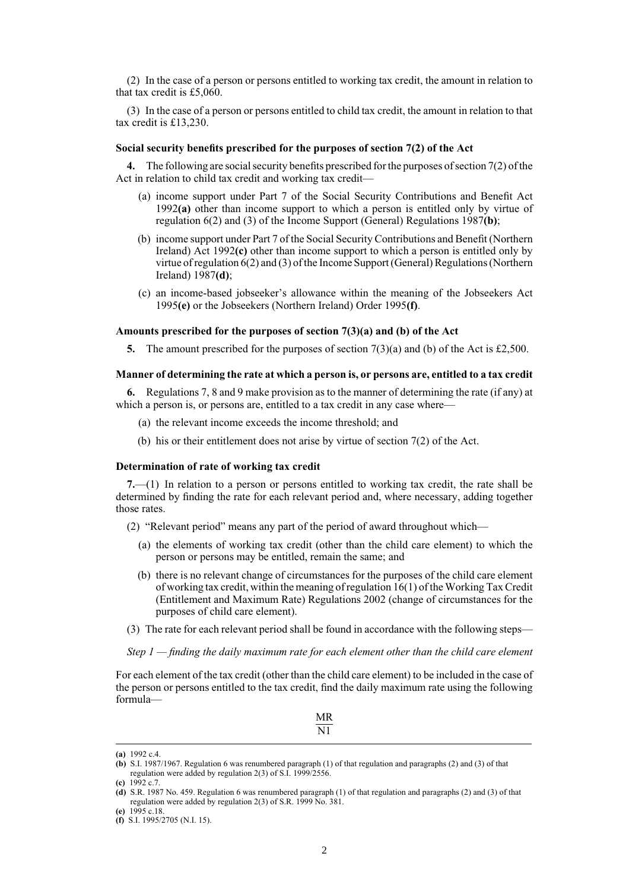(2) In the case of a person or persons entitled to working tax credit, the amount in relation to that tax credit is £5,060.

(3) In the case of a person or persons entitled to child tax credit, the amount in relation to that tax credit is £13,230.

### Social security benefits prescribed for the purposes of section 7(2) of the Act

**4.** The following are social security benefits prescribed for the purposes of section 7(2) of the Act in relation to child tax credit and working tax credit—

(a) income support under Part 7 of the Social Security Contributions and Benefit Act 1992**(a)** other than income support to which a person is entitled only by virtue of regulation 6(2) and (3) of the Income Support (General) Regulations 1987**(b)**;

(b) income support under Part 7 of the Social Security Contributions and Benefit (Northern Ireland) Act 1992**(c)** other than income support to which a person is entitled only by virtue of regulation 6(2) and (3) of the Income Support (General) Regulations (Northern Ireland) 1987**(d)**;

(c) an income-based jobseeker's allowance within the meaning of the Jobseekers Act 1995**(e)** or the Jobseekers (Northern Ireland) Order 1995**(f)**.

### Amounts prescribed for the purposes of section 7(3)(a) and (b) of the Act

**5.** The amount prescribed for the purposes of section 7(3)(a) and (b) of the Act is £2,500.

### Manner of determining the rate at which a person is, or persons are, entitled to a tax credit

**6.** Regulations 7, 8 and 9 make provision as to the manner of determining the rate (if any) at which a person is, or persons are, entitled to a tax credit in any case where—

(a) the relevant income exceeds the income threshold; and

(b) his or their entitlement does not arise by virtue of section 7(2) of the Act.

### Determination of rate of working tax credit

**7.**—(1) In relation to a person or persons entitled to working tax credit, the rate shall be determined by finding the rate for each relevant period and, where necessary, adding together those rates.

(2) "Relevant period" means any part of the period of award throughout which—

(a) the elements of working tax credit (other than the child care element) to which the person or persons may be entitled, remain the same; and

(b) there is no relevant change of circumstances for the purposes of the child care element of working tax credit, within the meaning of regulation 16(1) of the Working Tax Credit (Entitlement and Maximum Rate) Regulations 2002 (change of circumstances for the purposes of child care element).

(3) The rate for each relevant period shall be found in accordance with the following steps—

*Step 1 — finding the daily maximum rate for each element other than the child care element*

For each element of the tax credit (other than the child care element) to be included in the case of the person or persons entitled to the tax credit, find the daily maximum rate using the following formula—

$$\frac{MR}{N1}$$

---

**(a)** 1992 c.4.

**(b)** S.I. 1987/1967. Regulation 6 was renumbered paragraph (1) of that regulation and paragraphs (2) and (3) of that regulation were added by regulation 2(3) of S.I. 1999/2556.

**(c)** 1992 c.7.

**(d)** S.R. 1987 No. 459. Regulation 6 was renumbered paragraph (1) of that regulation and paragraphs (2) and (3) of that regulation were added by regulation 2(3) of S.R. 1999 No. 381.

**(e)** 1995 c.18.

**(f)** S.I. 1995/2705 (N.I. 15).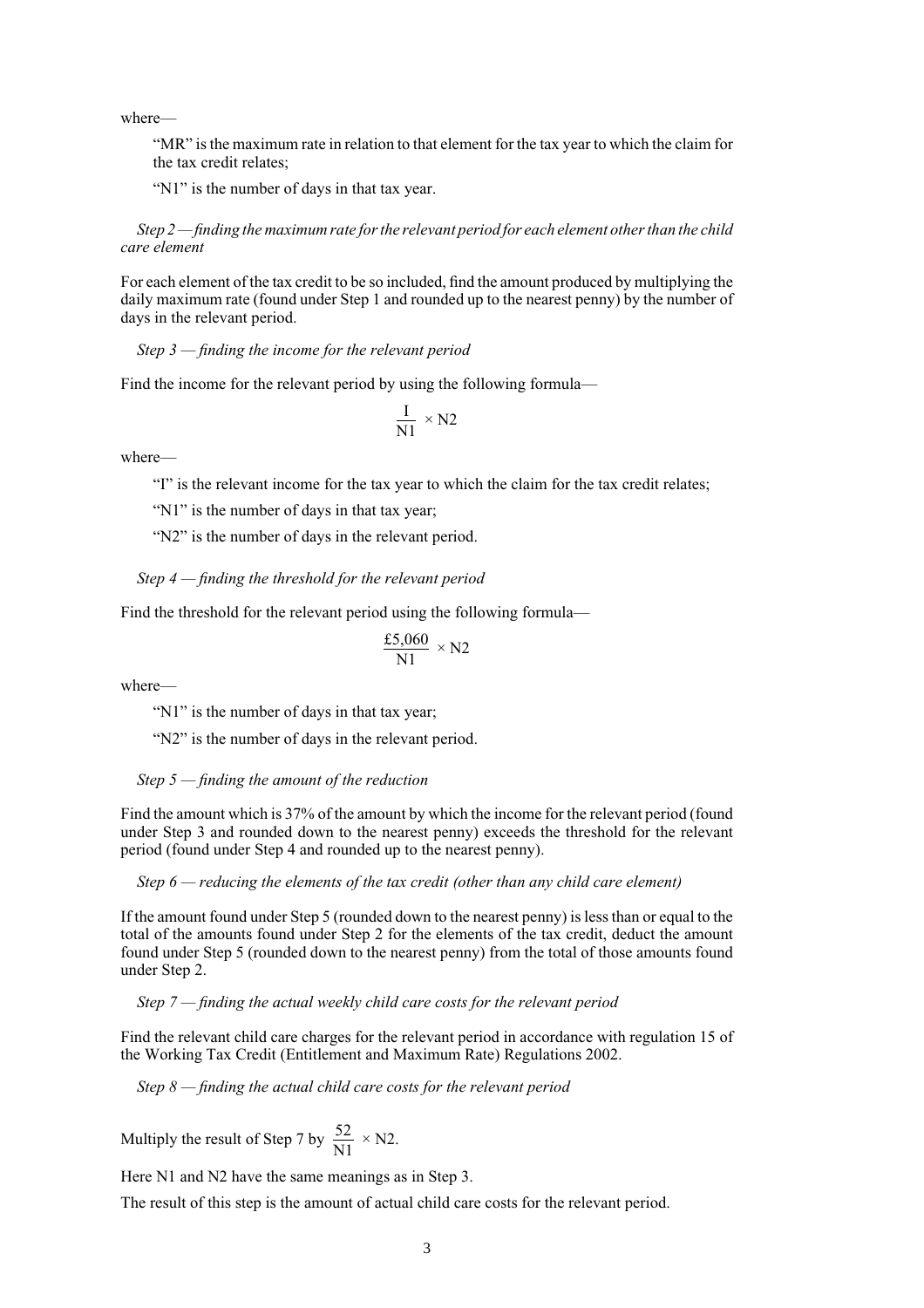where—

"MR" is the maximum rate in relation to that element for the tax year to which the claim for the tax credit relates;

"N1" is the number of days in that tax year.

*Step 2 — finding the maximum rate for the relevant period for each element other than the child care element*

For each element of the tax credit to be so included, find the amount produced by multiplying the daily maximum rate (found under Step 1 and rounded up to the nearest penny) by the number of days in the relevant period.

*Step 3 — finding the income for the relevant period*

Find the income for the relevant period by using the following formula—

$$\frac{I}{N1} \times N2$$

where—

"I" is the relevant income for the tax year to which the claim for the tax credit relates;

"N1" is the number of days in that tax year;

"N2" is the number of days in the relevant period.

*Step 4 — finding the threshold for the relevant period*

Find the threshold for the relevant period using the following formula—

$$\frac{\text{£}5{,}060}{N1} \times N2$$

where—

"N1" is the number of days in that tax year;

"N2" is the number of days in the relevant period.

*Step 5 — finding the amount of the reduction*

Find the amount which is 37% of the amount by which the income for the relevant period (found under Step 3 and rounded down to the nearest penny) exceeds the threshold for the relevant period (found under Step 4 and rounded up to the nearest penny).

*Step 6 — reducing the elements of the tax credit (other than any child care element)*

If the amount found under Step 5 (rounded down to the nearest penny) is less than or equal to the total of the amounts found under Step 2 for the elements of the tax credit, deduct the amount found under Step 5 (rounded down to the nearest penny) from the total of those amounts found under Step 2.

*Step 7 — finding the actual weekly child care costs for the relevant period*

Find the relevant child care charges for the relevant period in accordance with regulation 15 of the Working Tax Credit (Entitlement and Maximum Rate) Regulations 2002.

*Step 8 — finding the actual child care costs for the relevant period*

Multiply the result of Step 7 by $\frac{52}{N1} \times N2$.

Here N1 and N2 have the same meanings as in Step 3.

The result of this step is the amount of actual child care costs for the relevant period.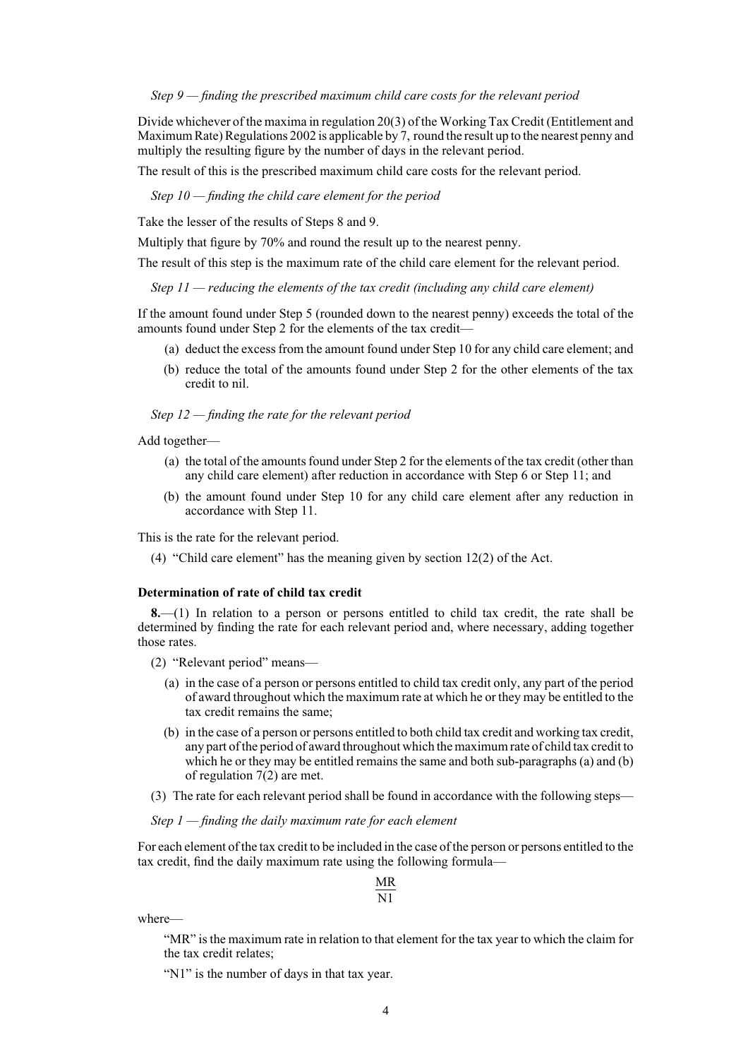*Step 9 — finding the prescribed maximum child care costs for the relevant period*

Divide whichever of the maxima in regulation 20(3) of the Working Tax Credit (Entitlement and Maximum Rate) Regulations 2002 is applicable by 7, round the result up to the nearest penny and multiply the resulting figure by the number of days in the relevant period.

The result of this is the prescribed maximum child care costs for the relevant period.

*Step 10 — finding the child care element for the period*

Take the lesser of the results of Steps 8 and 9.

Multiply that figure by 70% and round the result up to the nearest penny.

The result of this step is the maximum rate of the child care element for the relevant period.

*Step 11 — reducing the elements of the tax credit (including any child care element)*

If the amount found under Step 5 (rounded down to the nearest penny) exceeds the total of the amounts found under Step 2 for the elements of the tax credit—

(a) deduct the excess from the amount found under Step 10 for any child care element; and

(b) reduce the total of the amounts found under Step 2 for the other elements of the tax credit to nil.

*Step 12 — finding the rate for the relevant period*

Add together—

(a) the total of the amounts found under Step 2 for the elements of the tax credit (other than any child care element) after reduction in accordance with Step 6 or Step 11; and

(b) the amount found under Step 10 for any child care element after any reduction in accordance with Step 11.

This is the rate for the relevant period.

(4) "Child care element" has the meaning given by section 12(2) of the Act.

**Determination of rate of child tax credit**

**8.**—(1) In relation to a person or persons entitled to child tax credit, the rate shall be determined by finding the rate for each relevant period and, where necessary, adding together those rates.

(2) "Relevant period" means—

(a) in the case of a person or persons entitled to child tax credit only, any part of the period of award throughout which the maximum rate at which he or they may be entitled to the tax credit remains the same;

(b) in the case of a person or persons entitled to both child tax credit and working tax credit, any part of the period of award throughout which the maximum rate of child tax credit to which he or they may be entitled remains the same and both sub-paragraphs (a) and (b) of regulation 7(2) are met.

(3) The rate for each relevant period shall be found in accordance with the following steps—

*Step 1 — finding the daily maximum rate for each element*

For each element of the tax credit to be included in the case of the person or persons entitled to the tax credit, find the daily maximum rate using the following formula—

$$\frac{\text{MR}}{\text{N1}}$$

where—

"MR" is the maximum rate in relation to that element for the tax year to which the claim for the tax credit relates;

"N1" is the number of days in that tax year.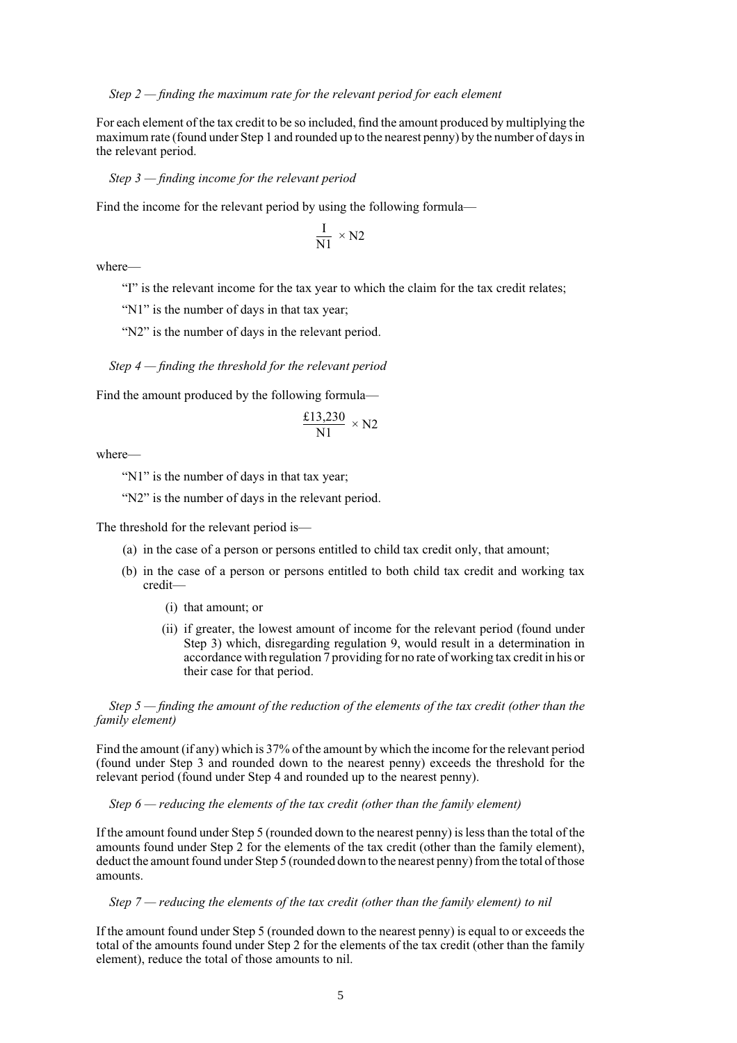*Step 2 — finding the maximum rate for the relevant period for each element*

For each element of the tax credit to be so included, find the amount produced by multiplying the maximum rate (found under Step 1 and rounded up to the nearest penny) by the number of days in the relevant period.

*Step 3 — finding income for the relevant period*

Find the income for the relevant period by using the following formula—

$$\frac{I}{N1} \times N2$$

where—

"I" is the relevant income for the tax year to which the claim for the tax credit relates;

"N1" is the number of days in that tax year;

"N2" is the number of days in the relevant period.

*Step 4 — finding the threshold for the relevant period*

Find the amount produced by the following formula—

$$\frac{£13{,}230}{N1} \times N2$$

where—

"N1" is the number of days in that tax year;

"N2" is the number of days in the relevant period.

The threshold for the relevant period is—

(a) in the case of a person or persons entitled to child tax credit only, that amount;

(b) in the case of a person or persons entitled to both child tax credit and working tax credit—

(i) that amount; or

(ii) if greater, the lowest amount of income for the relevant period (found under Step 3) which, disregarding regulation 9, would result in a determination in accordance with regulation 7 providing for no rate of working tax credit in his or their case for that period.

*Step 5 — finding the amount of the reduction of the elements of the tax credit (other than the family element)*

Find the amount (if any) which is 37% of the amount by which the income for the relevant period (found under Step 3 and rounded down to the nearest penny) exceeds the threshold for the relevant period (found under Step 4 and rounded up to the nearest penny).

*Step 6 — reducing the elements of the tax credit (other than the family element)*

If the amount found under Step 5 (rounded down to the nearest penny) is less than the total of the amounts found under Step 2 for the elements of the tax credit (other than the family element), deduct the amount found under Step 5 (rounded down to the nearest penny) from the total of those amounts.

*Step 7 — reducing the elements of the tax credit (other than the family element) to nil*

If the amount found under Step 5 (rounded down to the nearest penny) is equal to or exceeds the total of the amounts found under Step 2 for the elements of the tax credit (other than the family element), reduce the total of those amounts to nil.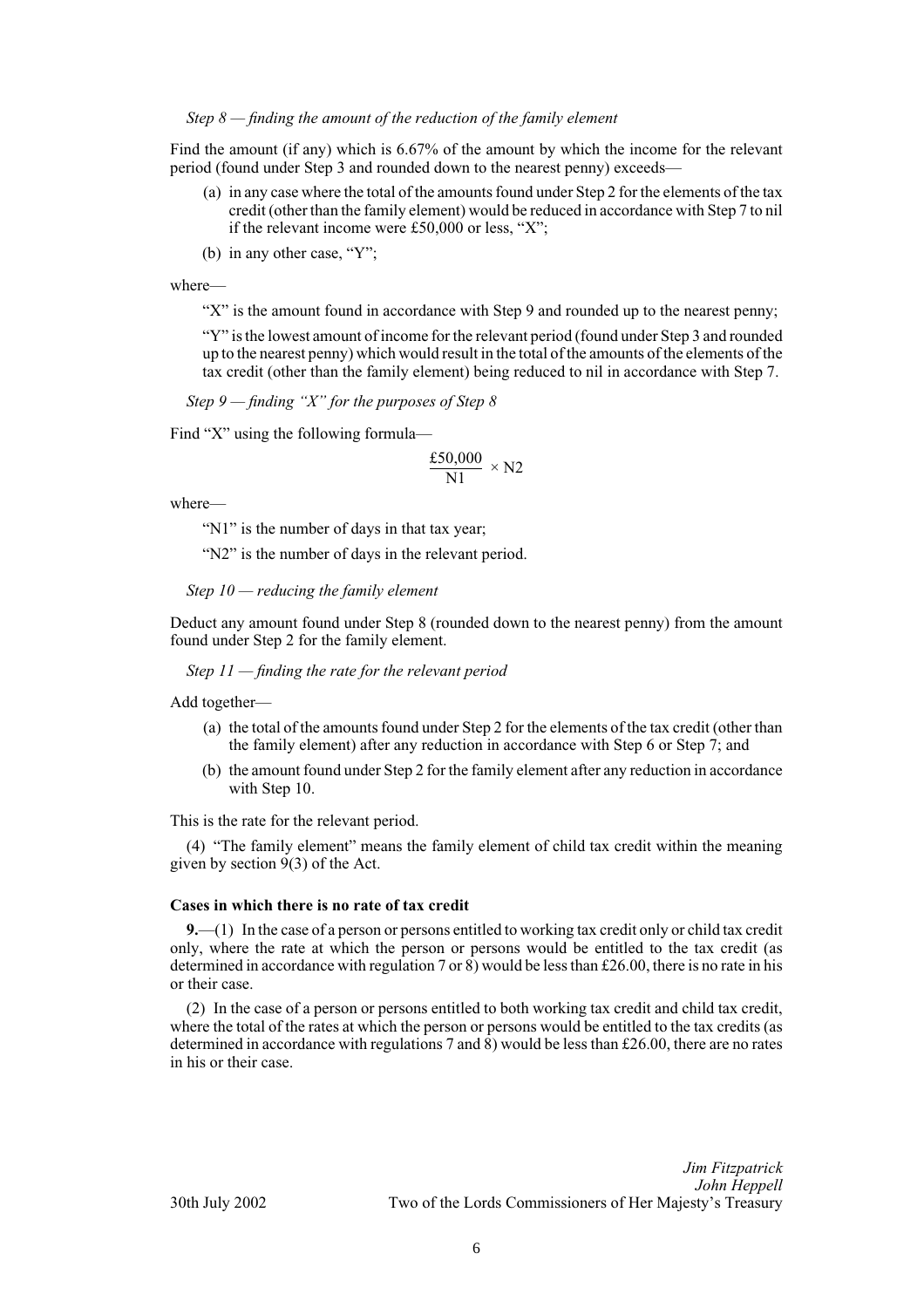*Step 8 — finding the amount of the reduction of the family element*

Find the amount (if any) which is 6.67% of the amount by which the income for the relevant period (found under Step 3 and rounded down to the nearest penny) exceeds—

(a) in any case where the total of the amounts found under Step 2 for the elements of the tax credit (other than the family element) would be reduced in accordance with Step 7 to nil if the relevant income were £50,000 or less, "X";

(b) in any other case, "Y";

where—

"X" is the amount found in accordance with Step 9 and rounded up to the nearest penny;

"Y" is the lowest amount of income for the relevant period (found under Step 3 and rounded up to the nearest penny) which would result in the total of the amounts of the elements of the tax credit (other than the family element) being reduced to nil in accordance with Step 7.

*Step 9 — finding "X" for the purposes of Step 8*

Find "X" using the following formula—

$$\frac{£50{,}000}{N1} \times N2$$

where—

"N1" is the number of days in that tax year;

"N2" is the number of days in the relevant period.

*Step 10 — reducing the family element*

Deduct any amount found under Step 8 (rounded down to the nearest penny) from the amount found under Step 2 for the family element.

*Step 11 — finding the rate for the relevant period*

Add together—

(a) the total of the amounts found under Step 2 for the elements of the tax credit (other than the family element) after any reduction in accordance with Step 6 or Step 7; and

(b) the amount found under Step 2 for the family element after any reduction in accordance with Step 10.

This is the rate for the relevant period.

(4) "The family element" means the family element of child tax credit within the meaning given by section 9(3) of the Act.

**Cases in which there is no rate of tax credit**

**9.**—(1) In the case of a person or persons entitled to working tax credit only or child tax credit only, where the rate at which the person or persons would be entitled to the tax credit (as determined in accordance with regulation 7 or 8) would be less than £26.00, there is no rate in his or their case.

(2) In the case of a person or persons entitled to both working tax credit and child tax credit, where the total of the rates at which the person or persons would be entitled to the tax credits (as determined in accordance with regulations 7 and 8) would be less than £26.00, there are no rates in his or their case.

*Jim Fitzpatrick*
*John Heppell*
30th July 2002 Two of the Lords Commissioners of Her Majesty's Treasury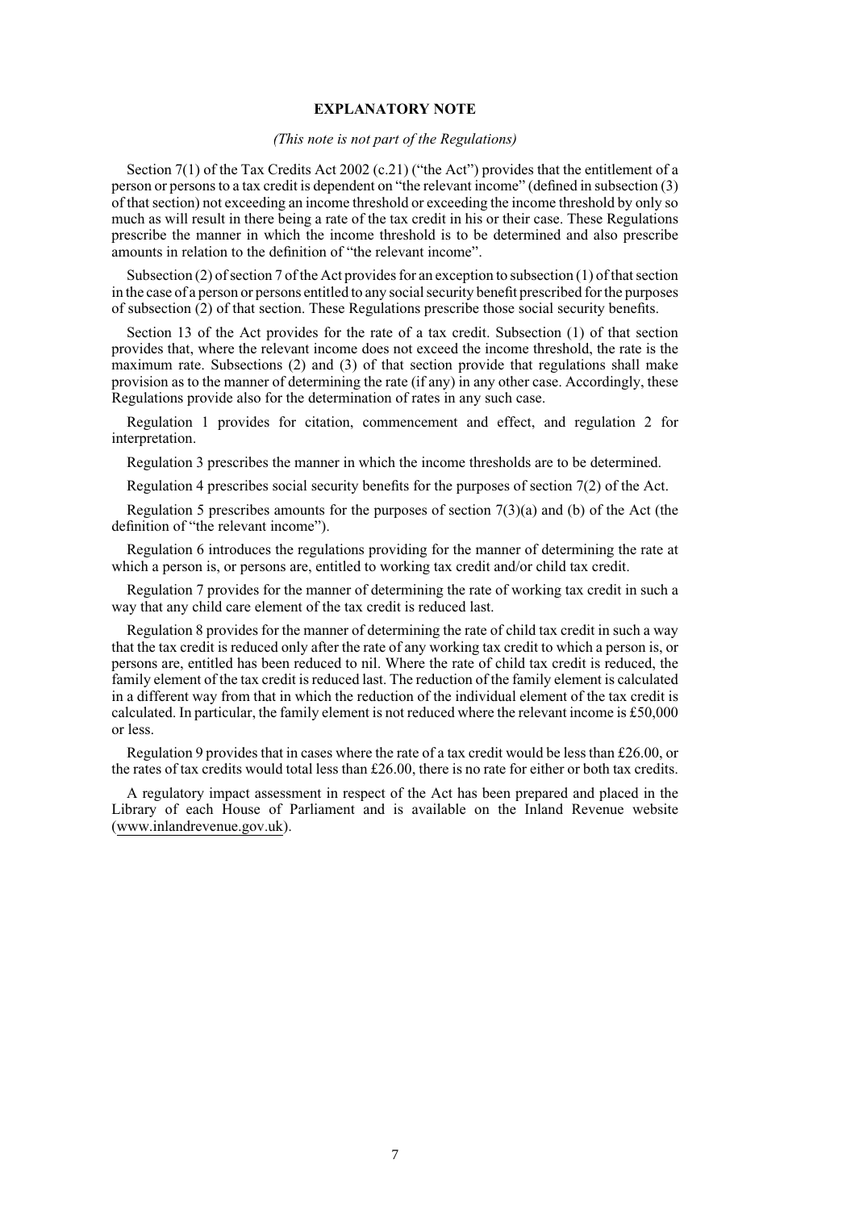## EXPLANATORY NOTE

*(This note is not part of the Regulations)*

Section 7(1) of the Tax Credits Act 2002 (c.21) ("the Act") provides that the entitlement of a person or persons to a tax credit is dependent on "the relevant income" (defined in subsection (3) of that section) not exceeding an income threshold or exceeding the income threshold by only so much as will result in there being a rate of the tax credit in his or their case. These Regulations prescribe the manner in which the income threshold is to be determined and also prescribe amounts in relation to the definition of "the relevant income".

Subsection (2) of section 7 of the Act provides for an exception to subsection (1) of that section in the case of a person or persons entitled to any social security benefit prescribed for the purposes of subsection (2) of that section. These Regulations prescribe those social security benefits.

Section 13 of the Act provides for the rate of a tax credit. Subsection (1) of that section provides that, where the relevant income does not exceed the income threshold, the rate is the maximum rate. Subsections (2) and (3) of that section provide that regulations shall make provision as to the manner of determining the rate (if any) in any other case. Accordingly, these Regulations provide also for the determination of rates in any such case.

Regulation 1 provides for citation, commencement and effect, and regulation 2 for interpretation.

Regulation 3 prescribes the manner in which the income thresholds are to be determined.

Regulation 4 prescribes social security benefits for the purposes of section 7(2) of the Act.

Regulation 5 prescribes amounts for the purposes of section 7(3)(a) and (b) of the Act (the definition of "the relevant income").

Regulation 6 introduces the regulations providing for the manner of determining the rate at which a person is, or persons are, entitled to working tax credit and/or child tax credit.

Regulation 7 provides for the manner of determining the rate of working tax credit in such a way that any child care element of the tax credit is reduced last.

Regulation 8 provides for the manner of determining the rate of child tax credit in such a way that the tax credit is reduced only after the rate of any working tax credit to which a person is, or persons are, entitled has been reduced to nil. Where the rate of child tax credit is reduced, the family element of the tax credit is reduced last. The reduction of the family element is calculated in a different way from that in which the reduction of the individual element of the tax credit is calculated. In particular, the family element is not reduced where the relevant income is £50,000 or less.

Regulation 9 provides that in cases where the rate of a tax credit would be less than £26.00, or the rates of tax credits would total less than £26.00, there is no rate for either or both tax credits.

A regulatory impact assessment in respect of the Act has been prepared and placed in the Library of each House of Parliament and is available on the Inland Revenue website (www.inlandrevenue.gov.uk).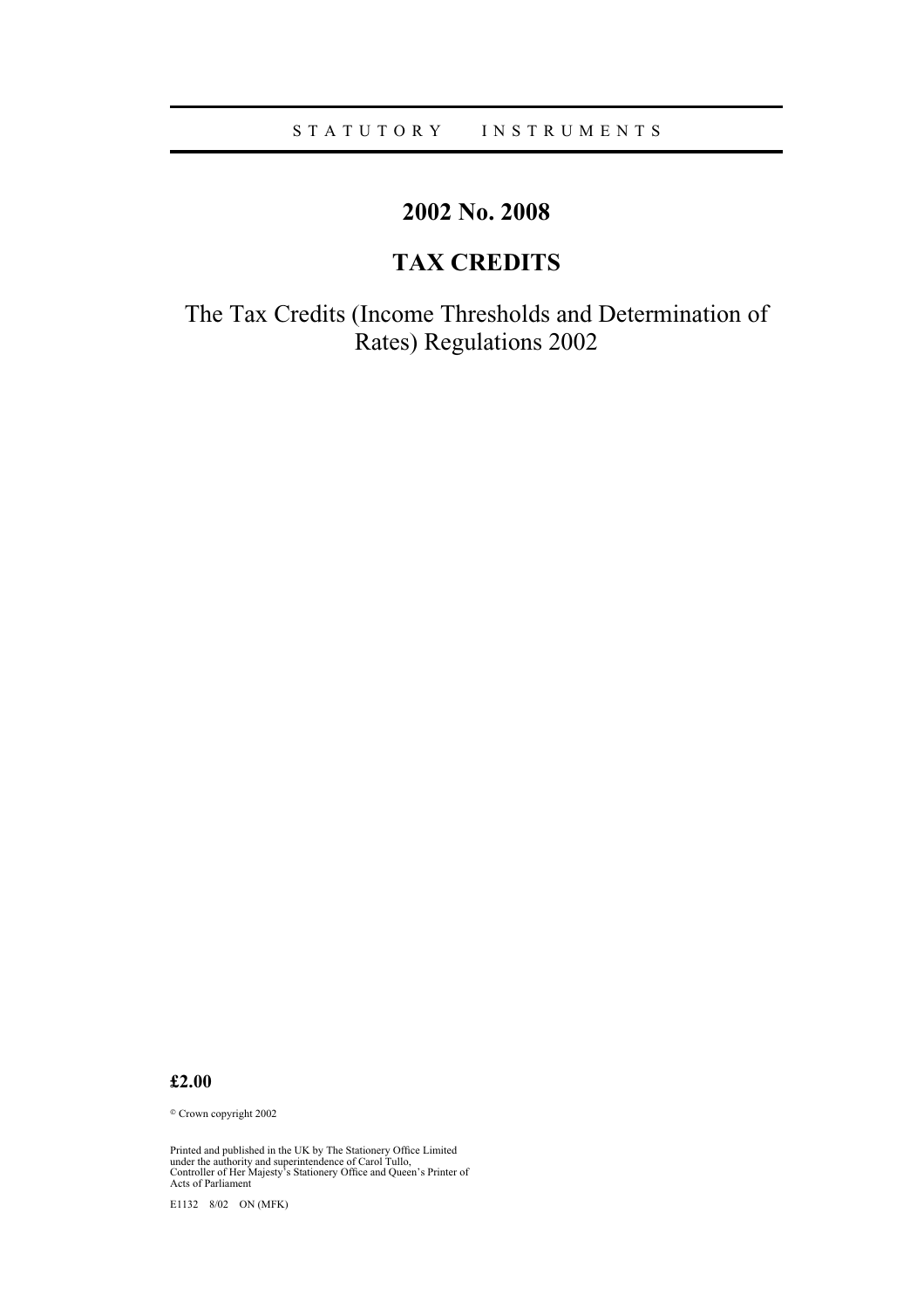STATUTORY INSTRUMENTS

# 2002 No. 2008

# TAX CREDITS

The Tax Credits (Income Thresholds and Determination of Rates) Regulations 2002

**£2.00**

© Crown copyright 2002

Printed and published in the UK by The Stationery Office Limited under the authority and superintendence of Carol Tullo, Controller of Her Majesty's Stationery Office and Queen's Printer of Acts of Parliament

E1132 8/02 ON (MFK)